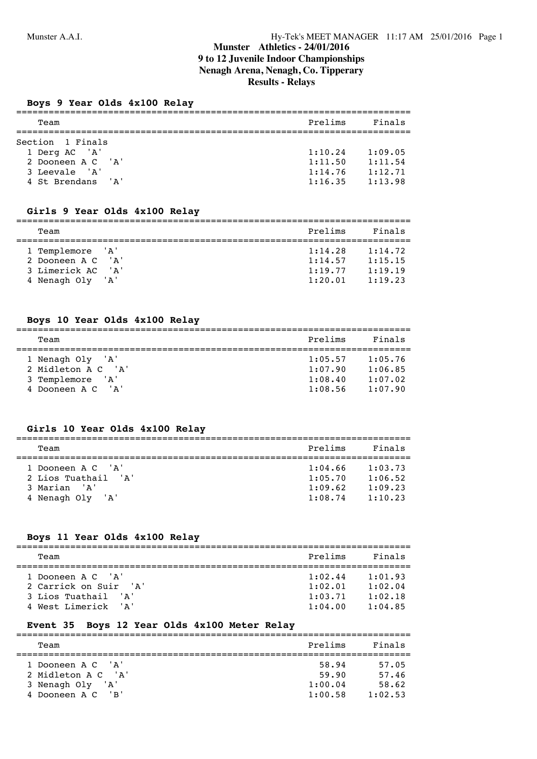# Munster Athletics - 24/01/2016
## 9 to 12 Juvenile Indoor Championships
## Nenagh Arena, Nenagh, Co. Tipperary
## Results - Relays

### Boys 9 Year Olds 4x100 Relay

| Team | Prelims | Finals |
|---|---|---|
| **Section 1 Finals** | | |
| 1 Derg AC 'A' | 1:10.24 | 1:09.05 |
| 2 Dooneen A C 'A' | 1:11.50 | 1:11.54 |
| 3 Leevale 'A' | 1:14.76 | 1:12.71 |
| 4 St Brendans 'A' | 1:16.35 | 1:13.98 |

### Girls 9 Year Olds 4x100 Relay

| Team | Prelims | Finals |
|---|---|---|
| 1 Templemore 'A' | 1:14.28 | 1:14.72 |
| 2 Dooneen A C 'A' | 1:14.57 | 1:15.15 |
| 3 Limerick AC 'A' | 1:19.77 | 1:19.19 |
| 4 Nenagh Oly 'A' | 1:20.01 | 1:19.23 |

### Boys 10 Year Olds 4x100 Relay

| Team | Prelims | Finals |
|---|---|---|
| 1 Nenagh Oly 'A' | 1:05.57 | 1:05.76 |
| 2 Midleton A C 'A' | 1:07.90 | 1:06.85 |
| 3 Templemore 'A' | 1:08.40 | 1:07.02 |
| 4 Dooneen A C 'A' | 1:08.56 | 1:07.90 |

### Girls 10 Year Olds 4x100 Relay

| Team | Prelims | Finals |
|---|---|---|
| 1 Dooneen A C 'A' | 1:04.66 | 1:03.73 |
| 2 Lios Tuathail 'A' | 1:05.70 | 1:06.52 |
| 3 Marian 'A' | 1:09.62 | 1:09.23 |
| 4 Nenagh Oly 'A' | 1:08.74 | 1:10.23 |

### Boys 11 Year Olds 4x100 Relay

| Team | Prelims | Finals |
|---|---|---|
| 1 Dooneen A C 'A' | 1:02.44 | 1:01.93 |
| 2 Carrick on Suir 'A' | 1:02.01 | 1:02.04 |
| 3 Lios Tuathail 'A' | 1:03.71 | 1:02.18 |
| 4 West Limerick 'A' | 1:04.00 | 1:04.85 |

### Event 35 Boys 12 Year Olds 4x100 Meter Relay

| Team | Prelims | Finals |
|---|---|---|
| 1 Dooneen A C 'A' | 58.94 | 57.05 |
| 2 Midleton A C 'A' | 59.90 | 57.46 |
| 3 Nenagh Oly 'A' | 1:00.04 | 58.62 |
| 4 Dooneen A C 'B' | 1:00.58 | 1:02.53 |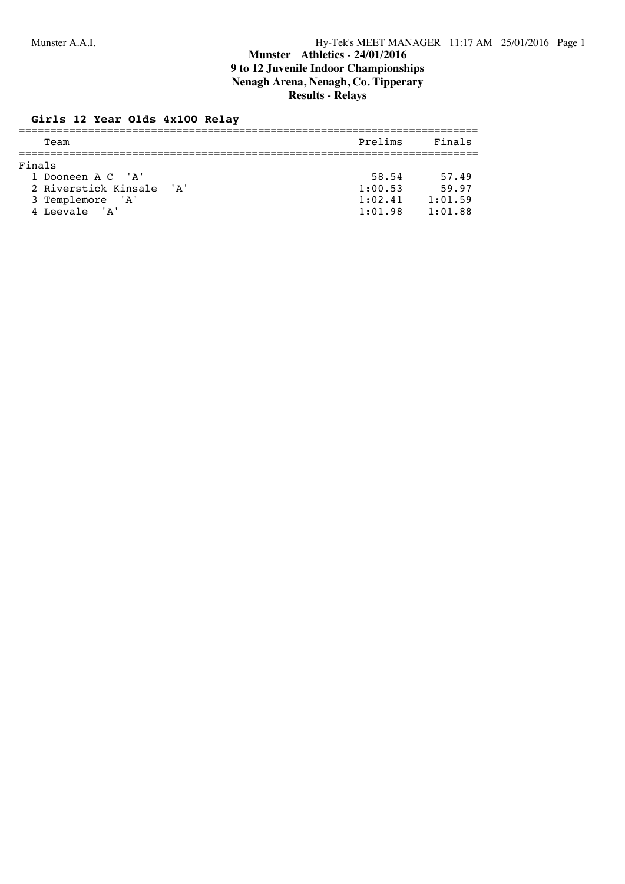**Munster Athletics - 24/01/2016**
**9 to 12 Juvenile Indoor Championships**
**Nenagh Arena, Nenagh, Co. Tipperary**
**Results - Relays**

### Girls 12 Year Olds 4x100 Relay

| Team | Prelims | Finals |
|---|---|---|
| **Finals** | | |
| 1 Dooneen A C 'A' | 58.54 | 57.49 |
| 2 Riverstick Kinsale 'A' | 1:00.53 | 59.97 |
| 3 Templemore 'A' | 1:02.41 | 1:01.59 |
| 4 Leevale 'A' | 1:01.98 | 1:01.88 |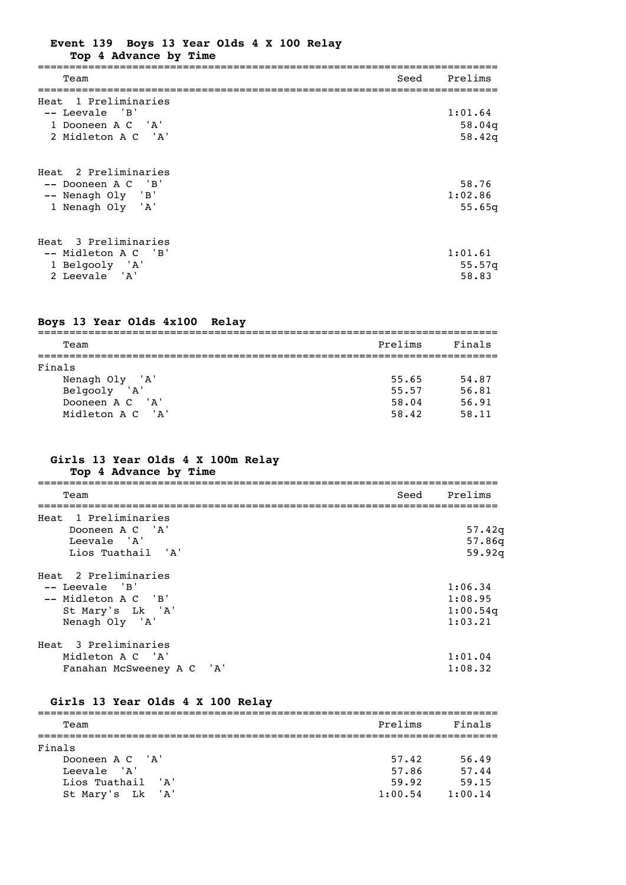## Event 139 Boys 13 Year Olds 4 X 100 Relay

**Top 4 Advance by Time**

| Place | Team | Seed | Prelims |
|---|---|---|---|
| **Heat 1 Preliminaries** | | | |
| -- | Leevale 'B' | | 1:01.64 |
| 1 | Dooneen A C 'A' | | 58.04q |
| 2 | Midleton A C 'A' | | 58.42q |
| **Heat 2 Preliminaries** | | | |
| -- | Dooneen A C 'B' | | 58.76 |
| -- | Nenagh Oly 'B' | | 1:02.86 |
| 1 | Nenagh Oly 'A' | | 55.65q |
| **Heat 3 Preliminaries** | | | |
| -- | Midleton A C 'B' | | 1:01.61 |
| 1 | Belgooly 'A' | | 55.57q |
| 2 | Leevale 'A' | | 58.83 |

## Boys 13 Year Olds 4x100 Relay

| Team | Prelims | Finals |
|---|---|---|
| **Finals** | | |
| Nenagh Oly 'A' | 55.65 | 54.87 |
| Belgooly 'A' | 55.57 | 56.81 |
| Dooneen A C 'A' | 58.04 | 56.91 |
| Midleton A C 'A' | 58.42 | 58.11 |

## Girls 13 Year Olds 4 X 100m Relay

**Top 4 Advance by Time**

| Place | Team | Seed | Prelims |
|---|---|---|---|
| **Heat 1 Preliminaries** | | | |
| | Dooneen A C 'A' | | 57.42q |
| | Leevale 'A' | | 57.86q |
| | Lios Tuathail 'A' | | 59.92q |
| **Heat 2 Preliminaries** | | | |
| -- | Leevale 'B' | | 1:06.34 |
| -- | Midleton A C 'B' | | 1:08.95 |
| | St Mary's Lk 'A' | | 1:00.54q |
| | Nenagh Oly 'A' | | 1:03.21 |
| **Heat 3 Preliminaries** | | | |
| | Midleton A C 'A' | | 1:01.04 |
| | Fanahan McSweeney A C 'A' | | 1:08.32 |

## Girls 13 Year Olds 4 X 100 Relay

| Team | Prelims | Finals |
|---|---|---|
| **Finals** | | |
| Dooneen A C 'A' | 57.42 | 56.49 |
| Leevale 'A' | 57.86 | 57.44 |
| Lios Tuathail 'A' | 59.92 | 59.15 |
| St Mary's Lk 'A' | 1:00.54 | 1:00.14 |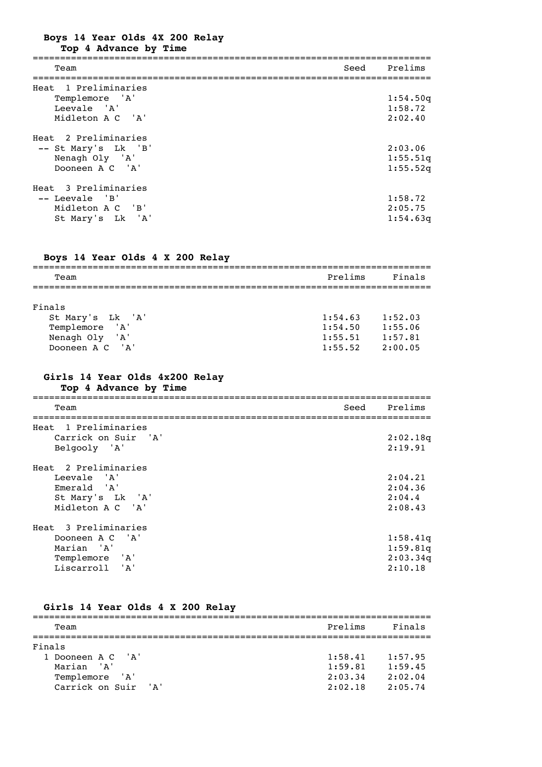## Boys 14 Year Olds 4X 200 Relay

### Top 4 Advance by Time

| Team | Seed | Prelims |
|---|---|---|
| **Heat 1 Preliminaries** | | |
| Templemore 'A' | | 1:54.50q |
| Leevale 'A' | | 1:58.72 |
| Midleton A C 'A' | | 2:02.40 |
| **Heat 2 Preliminaries** | | |
| -- St Mary's Lk 'B' | | 2:03.06 |
| Nenagh Oly 'A' | | 1:55.51q |
| Dooneen A C 'A' | | 1:55.52q |
| **Heat 3 Preliminaries** | | |
| -- Leevale 'B' | | 1:58.72 |
| Midleton A C 'B' | | 2:05.75 |
| St Mary's Lk 'A' | | 1:54.63q |

## Boys 14 Year Olds 4 X 200 Relay

| Team | Prelims | Finals |
|---|---|---|
| **Finals** | | |
| St Mary's Lk 'A' | 1:54.63 | 1:52.03 |
| Templemore 'A' | 1:54.50 | 1:55.06 |
| Nenagh Oly 'A' | 1:55.51 | 1:57.81 |
| Dooneen A C 'A' | 1:55.52 | 2:00.05 |

## Girls 14 Year Olds 4x200 Relay

### Top 4 Advance by Time

| Team | Seed | Prelims |
|---|---|---|
| **Heat 1 Preliminaries** | | |
| Carrick on Suir 'A' | | 2:02.18q |
| Belgooly 'A' | | 2:19.91 |
| **Heat 2 Preliminaries** | | |
| Leevale 'A' | | 2:04.21 |
| Emerald 'A' | | 2:04.36 |
| St Mary's Lk 'A' | | 2:04.4 |
| Midleton A C 'A' | | 2:08.43 |
| **Heat 3 Preliminaries** | | |
| Dooneen A C 'A' | | 1:58.41q |
| Marian 'A' | | 1:59.81q |
| Templemore 'A' | | 2:03.34q |
| Liscarroll 'A' | | 2:10.18 |

## Girls 14 Year Olds 4 X 200 Relay

| Team | Prelims | Finals |
|---|---|---|
| **Finals** | | |
| 1 Dooneen A C 'A' | 1:58.41 | 1:57.95 |
| Marian 'A' | 1:59.81 | 1:59.45 |
| Templemore 'A' | 2:03.34 | 2:02.04 |
| Carrick on Suir 'A' | 2:02.18 | 2:05.74 |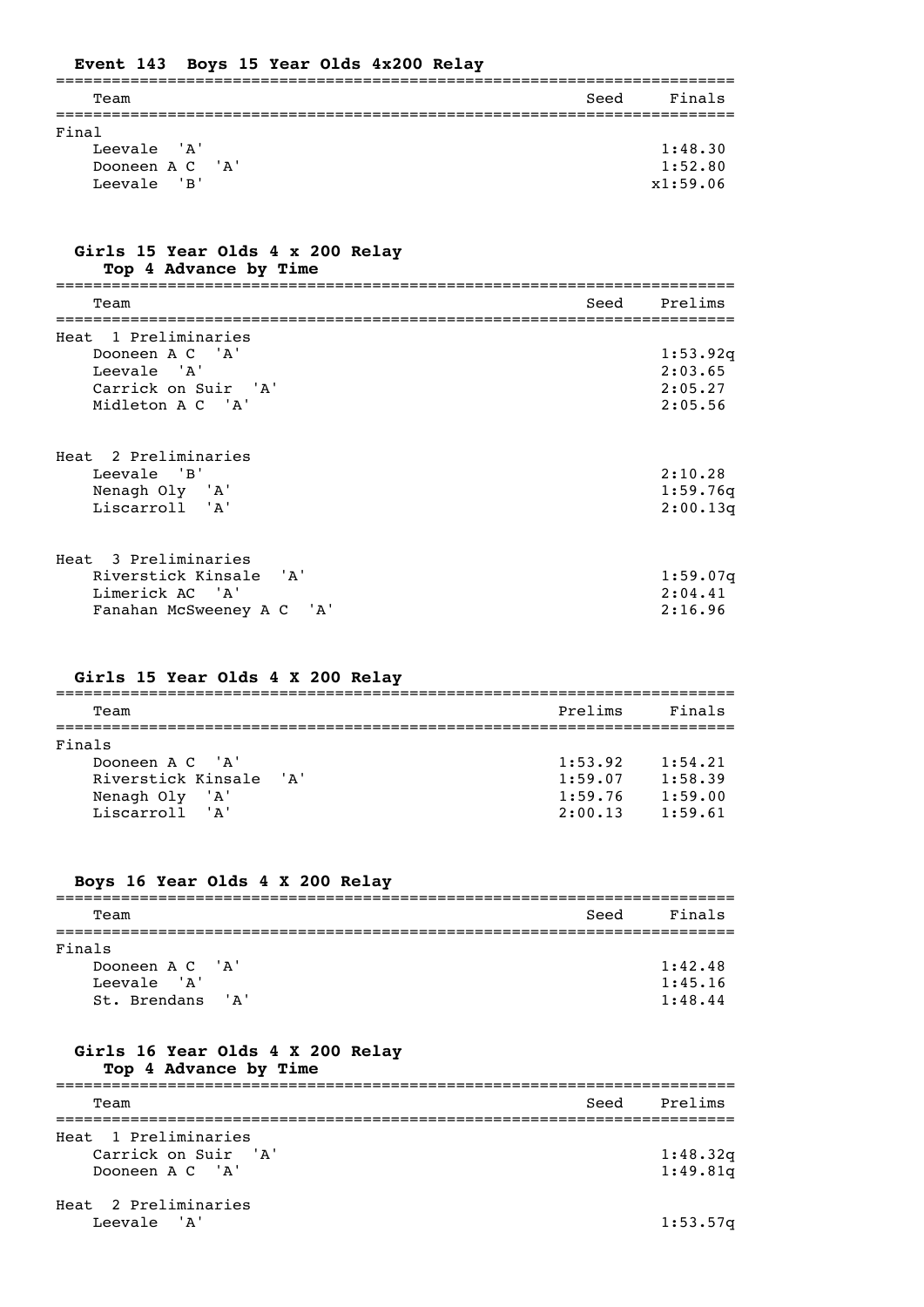### Event 143 Boys 15 Year Olds 4x200 Relay

| Team | Seed | Finals |
|---|---|---|
| **Final** | | |
| Leevale 'A' | | 1:48.30 |
| Dooneen A C 'A' | | 1:52.80 |
| Leevale 'B' | | x1:59.06 |

### Girls 15 Year Olds 4 x 200 Relay
**Top 4 Advance by Time**

| Team | Seed | Prelims |
|---|---|---|
| **Heat 1 Preliminaries** | | |
| Dooneen A C 'A' | | 1:53.92q |
| Leevale 'A' | | 2:03.65 |
| Carrick on Suir 'A' | | 2:05.27 |
| Midleton A C 'A' | | 2:05.56 |
| **Heat 2 Preliminaries** | | |
| Leevale 'B' | | 2:10.28 |
| Nenagh Oly 'A' | | 1:59.76q |
| Liscarroll 'A' | | 2:00.13q |
| **Heat 3 Preliminaries** | | |
| Riverstick Kinsale 'A' | | 1:59.07q |
| Limerick AC 'A' | | 2:04.41 |
| Fanahan McSweeney A C 'A' | | 2:16.96 |

### Girls 15 Year Olds 4 X 200 Relay

| Team | Prelims | Finals |
|---|---|---|
| **Finals** | | |
| Dooneen A C 'A' | 1:53.92 | 1:54.21 |
| Riverstick Kinsale 'A' | 1:59.07 | 1:58.39 |
| Nenagh Oly 'A' | 1:59.76 | 1:59.00 |
| Liscarroll 'A' | 2:00.13 | 1:59.61 |

### Boys 16 Year Olds 4 X 200 Relay

| Team | Seed | Finals |
|---|---|---|
| **Finals** | | |
| Dooneen A C 'A' | | 1:42.48 |
| Leevale 'A' | | 1:45.16 |
| St. Brendans 'A' | | 1:48.44 |

### Girls 16 Year Olds 4 X 200 Relay
**Top 4 Advance by Time**

| Team | Seed | Prelims |
|---|---|---|
| **Heat 1 Preliminaries** | | |
| Carrick on Suir 'A' | | 1:48.32q |
| Dooneen A C 'A' | | 1:49.81q |
| **Heat 2 Preliminaries** | | |
| Leevale 'A' | | 1:53.57q |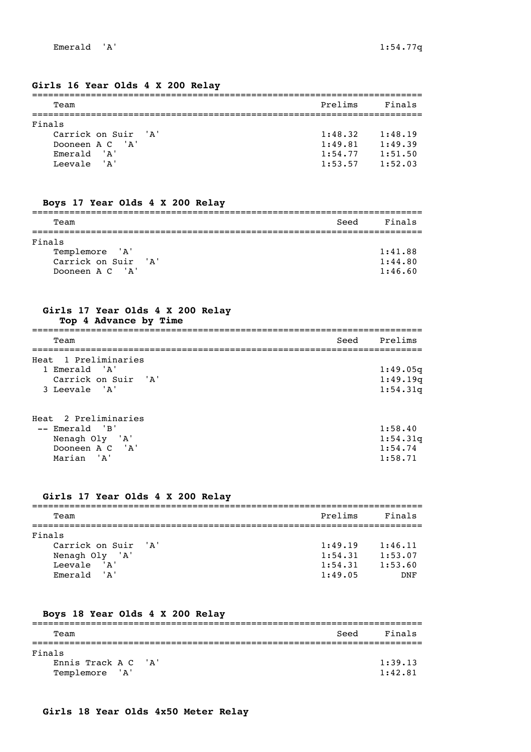| Team | Prelims |
| --- | --- |
| Emerald 'A' | 1:54.77q |

## Girls 16 Year Olds 4 X 200 Relay

| Team | Prelims | Finals |
| --- | --- | --- |
| **Finals** | | |
| Carrick on Suir 'A' | 1:48.32 | 1:48.19 |
| Dooneen A C 'A' | 1:49.81 | 1:49.39 |
| Emerald 'A' | 1:54.77 | 1:51.50 |
| Leevale 'A' | 1:53.57 | 1:52.03 |

## Boys 17 Year Olds 4 X 200 Relay

| Team | Seed | Finals |
| --- | --- | --- |
| **Finals** | | |
| Templemore 'A' | | 1:41.88 |
| Carrick on Suir 'A' | | 1:44.80 |
| Dooneen A C 'A' | | 1:46.60 |

## Girls 17 Year Olds 4 X 200 Relay

Top 4 Advance by Time

| Team | Seed | Prelims |
| --- | --- | --- |
| **Heat 1 Preliminaries** | | |
| 1 Emerald 'A' | | 1:49.05q |
| Carrick on Suir 'A' | | 1:49.19q |
| 3 Leevale 'A' | | 1:54.31q |
| **Heat 2 Preliminaries** | | |
| -- Emerald 'B' | | 1:58.40 |
| Nenagh Oly 'A' | | 1:54.31q |
| Dooneen A C 'A' | | 1:54.74 |
| Marian 'A' | | 1:58.71 |

## Girls 17 Year Olds 4 X 200 Relay

| Team | Prelims | Finals |
| --- | --- | --- |
| **Finals** | | |
| Carrick on Suir 'A' | 1:49.19 | 1:46.11 |
| Nenagh Oly 'A' | 1:54.31 | 1:53.07 |
| Leevale 'A' | 1:54.31 | 1:53.60 |
| Emerald 'A' | 1:49.05 | DNF |

## Boys 18 Year Olds 4 X 200 Relay

| Team | Seed | Finals |
| --- | --- | --- |
| **Finals** | | |
| Ennis Track A C 'A' | | 1:39.13 |
| Templemore 'A' | | 1:42.81 |

## Girls 18 Year Olds 4x50 Meter Relay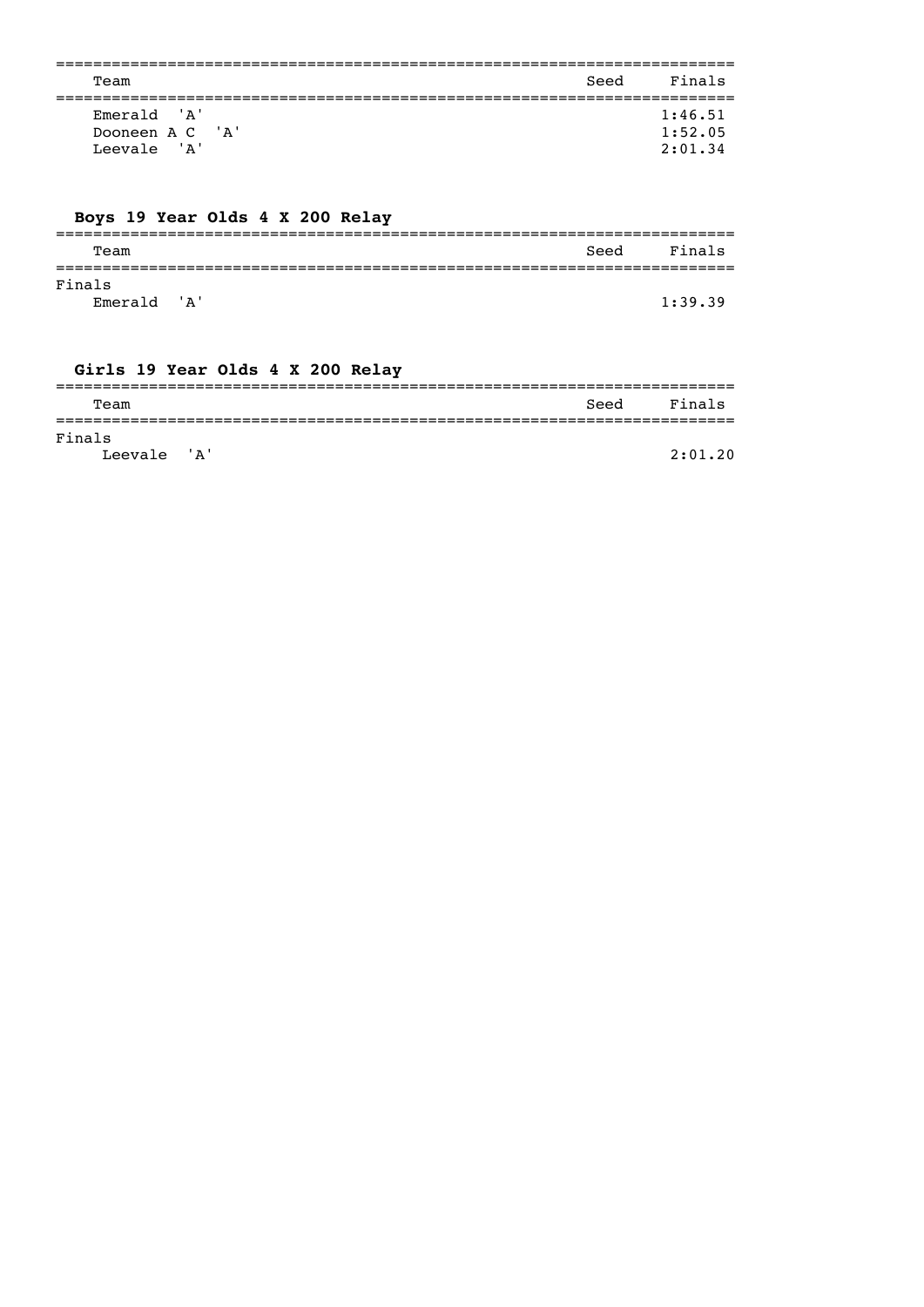| Team | Seed | Finals |
|---|---|---|
| Emerald 'A' | | 1:46.51 |
| Dooneen A C 'A' | | 1:52.05 |
| Leevale 'A' | | 2:01.34 |

### Boys 19 Year Olds 4 X 200 Relay

| Team | Seed | Finals |
|---|---|---|
| Finals | | |
| Emerald 'A' | | 1:39.39 |

### Girls 19 Year Olds 4 X 200 Relay

| Team | Seed | Finals |
|---|---|---|
| Finals | | |
| Leevale 'A' | | 2:01.20 |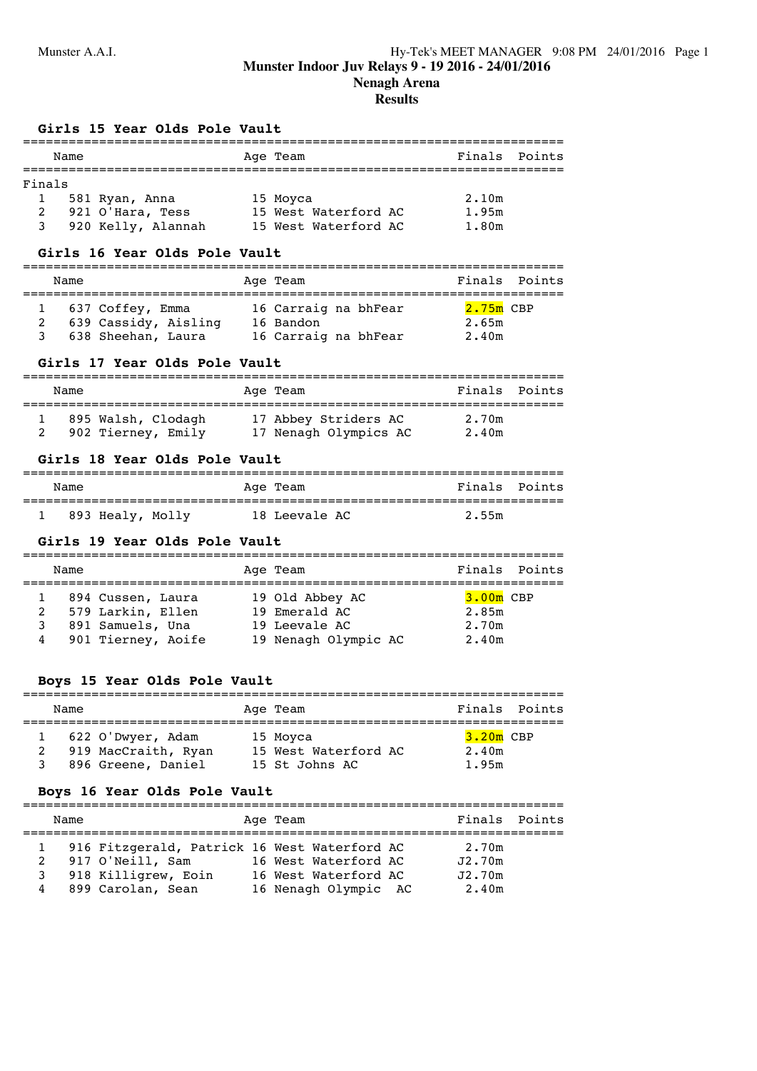# Munster Indoor Juv Relays 9 - 19 2016 - 24/01/2016

## Nenagh Arena

## Results

### Girls 15 Year Olds Pole Vault

Finals

| | Name | Age | Team | Finals | Points |
|---|---|---|---|---|---|
| 1 | 581 Ryan, Anna | 15 | Moyca | 2.10m | |
| 2 | 921 O'Hara, Tess | 15 | West Waterford AC | 1.95m | |
| 3 | 920 Kelly, Alannah | 15 | West Waterford AC | 1.80m | |

### Girls 16 Year Olds Pole Vault

| | Name | Age | Team | Finals | Points |
|---|---|---|---|---|---|
| 1 | 637 Coffey, Emma | 16 | Carraig na bhFear | 2.75m CBP | |
| 2 | 639 Cassidy, Aisling | 16 | Bandon | 2.65m | |
| 3 | 638 Sheehan, Laura | 16 | Carraig na bhFear | 2.40m | |

### Girls 17 Year Olds Pole Vault

| | Name | Age | Team | Finals | Points |
|---|---|---|---|---|---|
| 1 | 895 Walsh, Clodagh | 17 | Abbey Striders AC | 2.70m | |
| 2 | 902 Tierney, Emily | 17 | Nenagh Olympics AC | 2.40m | |

### Girls 18 Year Olds Pole Vault

| | Name | Age | Team | Finals | Points |
|---|---|---|---|---|---|
| 1 | 893 Healy, Molly | 18 | Leevale AC | 2.55m | |

### Girls 19 Year Olds Pole Vault

| | Name | Age | Team | Finals | Points |
|---|---|---|---|---|---|
| 1 | 894 Cussen, Laura | 19 | Old Abbey AC | 3.00m CBP | |
| 2 | 579 Larkin, Ellen | 19 | Emerald AC | 2.85m | |
| 3 | 891 Samuels, Una | 19 | Leevale AC | 2.70m | |
| 4 | 901 Tierney, Aoife | 19 | Nenagh Olympic AC | 2.40m | |

### Boys 15 Year Olds Pole Vault

| | Name | Age | Team | Finals | Points |
|---|---|---|---|---|---|
| 1 | 622 O'Dwyer, Adam | 15 | Moyca | 3.20m CBP | |
| 2 | 919 MacCraith, Ryan | 15 | West Waterford AC | 2.40m | |
| 3 | 896 Greene, Daniel | 15 | St Johns AC | 1.95m | |

### Boys 16 Year Olds Pole Vault

| | Name | Age | Team | Finals | Points |
|---|---|---|---|---|---|
| 1 | 916 Fitzgerald, Patrick | 16 | West Waterford AC | 2.70m | |
| 2 | 917 O'Neill, Sam | 16 | West Waterford AC | J2.70m | |
| 3 | 918 Killigrew, Eoin | 16 | West Waterford AC | J2.70m | |
| 4 | 899 Carolan, Sean | 16 | Nenagh Olympic AC | 2.40m | |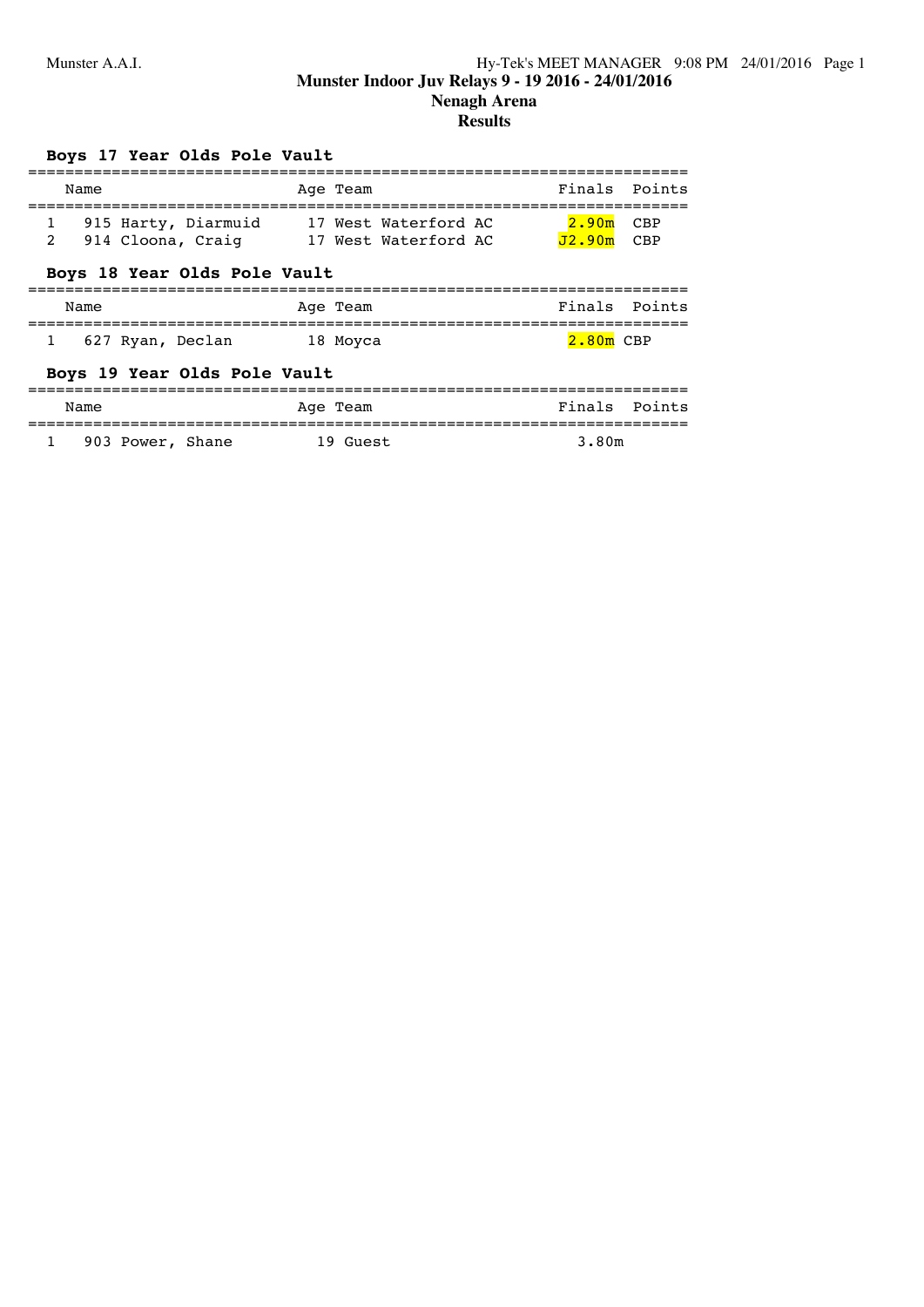# Munster Indoor Juv Relays 9 - 19 2016 - 24/01/2016
## Nenagh Arena
## Results

### Boys 17 Year Olds Pole Vault

| | Name | Age | Team | Finals | Points |
|---|---|---|---|---|---|
| 1 | 915 Harty, Diarmuid | 17 | West Waterford AC | 2.90m | CBP |
| 2 | 914 Cloona, Craig | 17 | West Waterford AC | J2.90m | CBP |

### Boys 18 Year Olds Pole Vault

| | Name | Age | Team | Finals | Points |
|---|---|---|---|---|---|
| 1 | 627 Ryan, Declan | 18 | Moyca | 2.80m | CBP |

### Boys 19 Year Olds Pole Vault

| | Name | Age | Team | Finals | Points |
|---|---|---|---|---|---|
| 1 | 903 Power, Shane | 19 | Guest | 3.80m | |